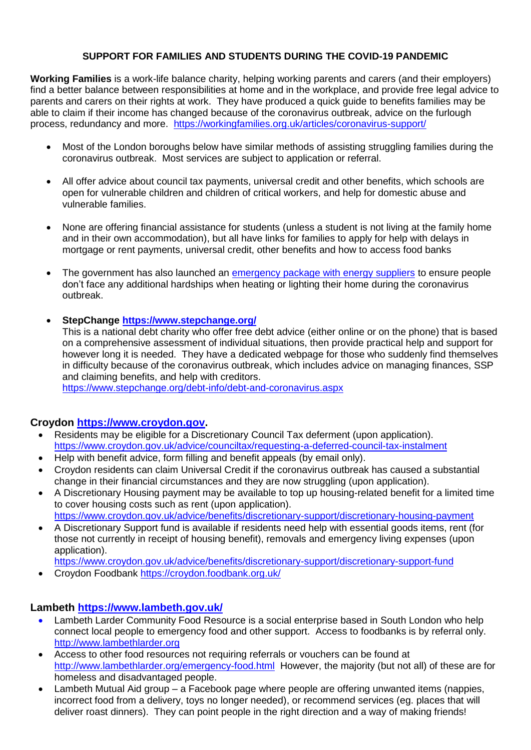# SUPPORT FOR FAMILIES AND STUDENTS DURING THE COVID-19 PANDEMIC

**Working Families** is a work-life balance charity, helping working parents and carers (and their employers) find a better balance between responsibilities at home and in the workplace, and provide free legal advice to parents and carers on their rights at work. They have produced a quick guide to benefits families may be able to claim if their income has changed because of the coronavirus outbreak, advice on the furlough process, redundancy and more. https://workingfamilies.org.uk/articles/coronavirus-support/

- Most of the London boroughs below have similar methods of assisting struggling families during the coronavirus outbreak. Most services are subject to application or referral.
- All offer advice about council tax payments, universal credit and other benefits, which schools are open for vulnerable children and children of critical workers, and help for domestic abuse and vulnerable families.
- None are offering financial assistance for students (unless a student is not living at the family home and in their own accommodation), but all have links for families to apply for help with delays in mortgage or rent payments, universal credit, other benefits and how to access food banks
- The government has also launched an emergency package with energy suppliers to ensure people don't face any additional hardships when heating or lighting their home during the coronavirus outbreak.
- **StepChange https://www.stepchange.org/**
  This is a national debt charity who offer free debt advice (either online or on the phone) that is based on a comprehensive assessment of individual situations, then provide practical help and support for however long it is needed. They have a dedicated webpage for those who suddenly find themselves in difficulty because of the coronavirus outbreak, which includes advice on managing finances, SSP and claiming benefits, and help with creditors.
  https://www.stepchange.org/debt-info/debt-and-coronavirus.aspx

## Croydon https://www.croydon.gov.

- Residents may be eligible for a Discretionary Council Tax deferment (upon application). https://www.croydon.gov.uk/advice/counciltax/requesting-a-deferred-council-tax-instalment
- Help with benefit advice, form filling and benefit appeals (by email only).
- Croydon residents can claim Universal Credit if the coronavirus outbreak has caused a substantial change in their financial circumstances and they are now struggling (upon application).
- A Discretionary Housing payment may be available to top up housing-related benefit for a limited time to cover housing costs such as rent (upon application).
  https://www.croydon.gov.uk/advice/benefits/discretionary-support/discretionary-housing-payment
- A Discretionary Support fund is available if residents need help with essential goods items, rent (for those not currently in receipt of housing benefit), removals and emergency living expenses (upon application).
  https://www.croydon.gov.uk/advice/benefits/discretionary-support/discretionary-support-fund
- Croydon Foodbank https://croydon.foodbank.org.uk/

## Lambeth https://www.lambeth.gov.uk/

- Lambeth Larder Community Food Resource is a social enterprise based in South London who help connect local people to emergency food and other support. Access to foodbanks is by referral only. http://www.lambethlarder.org
- Access to other food resources not requiring referrals or vouchers can be found at http://www.lambethlarder.org/emergency-food.html However, the majority (but not all) of these are for homeless and disadvantaged people.
- Lambeth Mutual Aid group – a Facebook page where people are offering unwanted items (nappies, incorrect food from a delivery, toys no longer needed), or recommend services (eg. places that will deliver roast dinners). They can point people in the right direction and a way of making friends!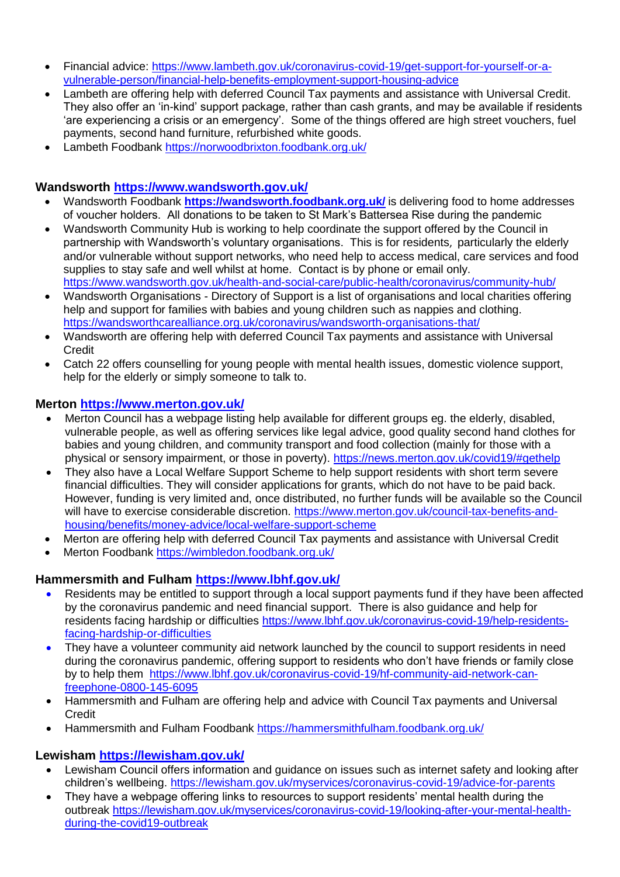- Financial advice: https://www.lambeth.gov.uk/coronavirus-covid-19/get-support-for-yourself-or-a-vulnerable-person/financial-help-benefits-employment-support-housing-advice
- Lambeth are offering help with deferred Council Tax payments and assistance with Universal Credit. They also offer an 'in-kind' support package, rather than cash grants, and may be available if residents 'are experiencing a crisis or an emergency'. Some of the things offered are high street vouchers, fuel payments, second hand furniture, refurbished white goods.
- Lambeth Foodbank https://norwoodbrixton.foodbank.org.uk/

**Wandsworth https://www.wandsworth.gov.uk/**

- Wandsworth Foodbank **https://wandsworth.foodbank.org.uk/** is delivering food to home addresses of voucher holders. All donations to be taken to St Mark's Battersea Rise during the pandemic
- Wandsworth Community Hub is working to help coordinate the support offered by the Council in partnership with Wandsworth's voluntary organisations. This is for residents, particularly the elderly and/or vulnerable without support networks, who need help to access medical, care services and food supplies to stay safe and well whilst at home. Contact is by phone or email only. https://www.wandsworth.gov.uk/health-and-social-care/public-health/coronavirus/community-hub/
- Wandsworth Organisations - Directory of Support is a list of organisations and local charities offering help and support for families with babies and young children such as nappies and clothing. https://wandsworthcarealliance.org.uk/coronavirus/wandsworth-organisations-that/
- Wandsworth are offering help with deferred Council Tax payments and assistance with Universal Credit
- Catch 22 offers counselling for young people with mental health issues, domestic violence support, help for the elderly or simply someone to talk to.

**Merton https://www.merton.gov.uk/**

- Merton Council has a webpage listing help available for different groups eg. the elderly, disabled, vulnerable people, as well as offering services like legal advice, good quality second hand clothes for babies and young children, and community transport and food collection (mainly for those with a physical or sensory impairment, or those in poverty). https://news.merton.gov.uk/covid19/#gethelp
- They also have a Local Welfare Support Scheme to help support residents with short term severe financial difficulties. They will consider applications for grants, which do not have to be paid back. However, funding is very limited and, once distributed, no further funds will be available so the Council will have to exercise considerable discretion. https://www.merton.gov.uk/council-tax-benefits-and-housing/benefits/money-advice/local-welfare-support-scheme
- Merton are offering help with deferred Council Tax payments and assistance with Universal Credit
- Merton Foodbank https://wimbledon.foodbank.org.uk/

**Hammersmith and Fulham https://www.lbhf.gov.uk/**

- Residents may be entitled to support through a local support payments fund if they have been affected by the coronavirus pandemic and need financial support. There is also guidance and help for residents facing hardship or difficulties https://www.lbhf.gov.uk/coronavirus-covid-19/help-residents-facing-hardship-or-difficulties
- They have a volunteer community aid network launched by the council to support residents in need during the coronavirus pandemic, offering support to residents who don't have friends or family close by to help them https://www.lbhf.gov.uk/coronavirus-covid-19/hf-community-aid-network-can-freephone-0800-145-6095
- Hammersmith and Fulham are offering help and advice with Council Tax payments and Universal Credit
- Hammersmith and Fulham Foodbank https://hammersmithfulham.foodbank.org.uk/

**Lewisham https://lewisham.gov.uk/**

- Lewisham Council offers information and guidance on issues such as internet safety and looking after children's wellbeing. https://lewisham.gov.uk/myservices/coronavirus-covid-19/advice-for-parents
- They have a webpage offering links to resources to support residents' mental health during the outbreak https://lewisham.gov.uk/myservices/coronavirus-covid-19/looking-after-your-mental-health-during-the-covid19-outbreak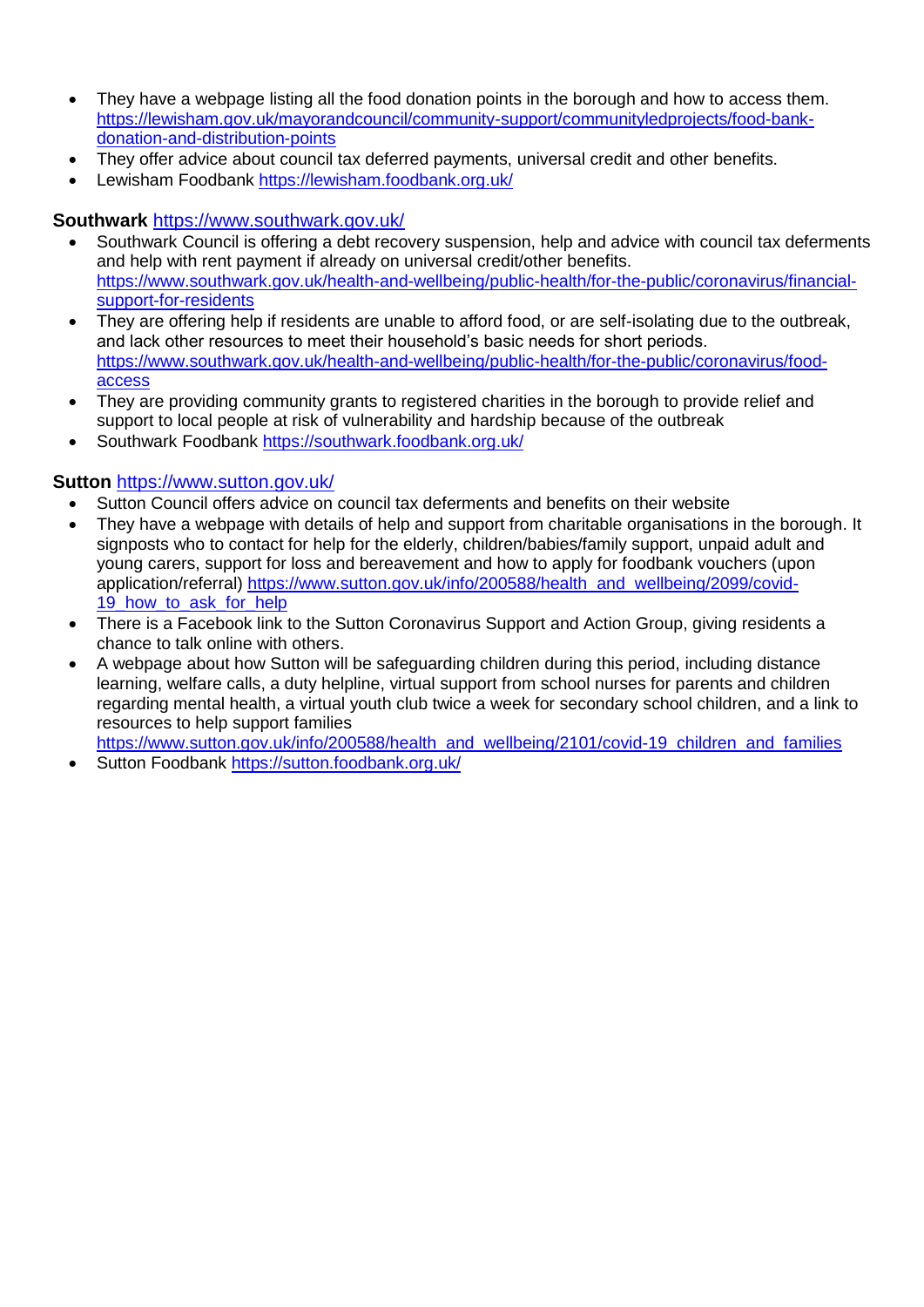- They have a webpage listing all the food donation points in the borough and how to access them. https://lewisham.gov.uk/mayorandcouncil/community-support/communityledprojects/food-bank-donation-and-distribution-points
- They offer advice about council tax deferred payments, universal credit and other benefits.
- Lewisham Foodbank https://lewisham.foodbank.org.uk/

**Southwark** https://www.southwark.gov.uk/

- Southwark Council is offering a debt recovery suspension, help and advice with council tax deferments and help with rent payment if already on universal credit/other benefits. https://www.southwark.gov.uk/health-and-wellbeing/public-health/for-the-public/coronavirus/financial-support-for-residents
- They are offering help if residents are unable to afford food, or are self-isolating due to the outbreak, and lack other resources to meet their household's basic needs for short periods. https://www.southwark.gov.uk/health-and-wellbeing/public-health/for-the-public/coronavirus/food-access
- They are providing community grants to registered charities in the borough to provide relief and support to local people at risk of vulnerability and hardship because of the outbreak
- Southwark Foodbank https://southwark.foodbank.org.uk/

**Sutton** https://www.sutton.gov.uk/

- Sutton Council offers advice on council tax deferments and benefits on their website
- They have a webpage with details of help and support from charitable organisations in the borough. It signposts who to contact for help for the elderly, children/babies/family support, unpaid adult and young carers, support for loss and bereavement and how to apply for foodbank vouchers (upon application/referral) https://www.sutton.gov.uk/info/200588/health_and_wellbeing/2099/covid-19_how_to_ask_for_help
- There is a Facebook link to the Sutton Coronavirus Support and Action Group, giving residents a chance to talk online with others.
- A webpage about how Sutton will be safeguarding children during this period, including distance learning, welfare calls, a duty helpline, virtual support from school nurses for parents and children regarding mental health, a virtual youth club twice a week for secondary school children, and a link to resources to help support families https://www.sutton.gov.uk/info/200588/health_and_wellbeing/2101/covid-19_children_and_families
- Sutton Foodbank https://sutton.foodbank.org.uk/